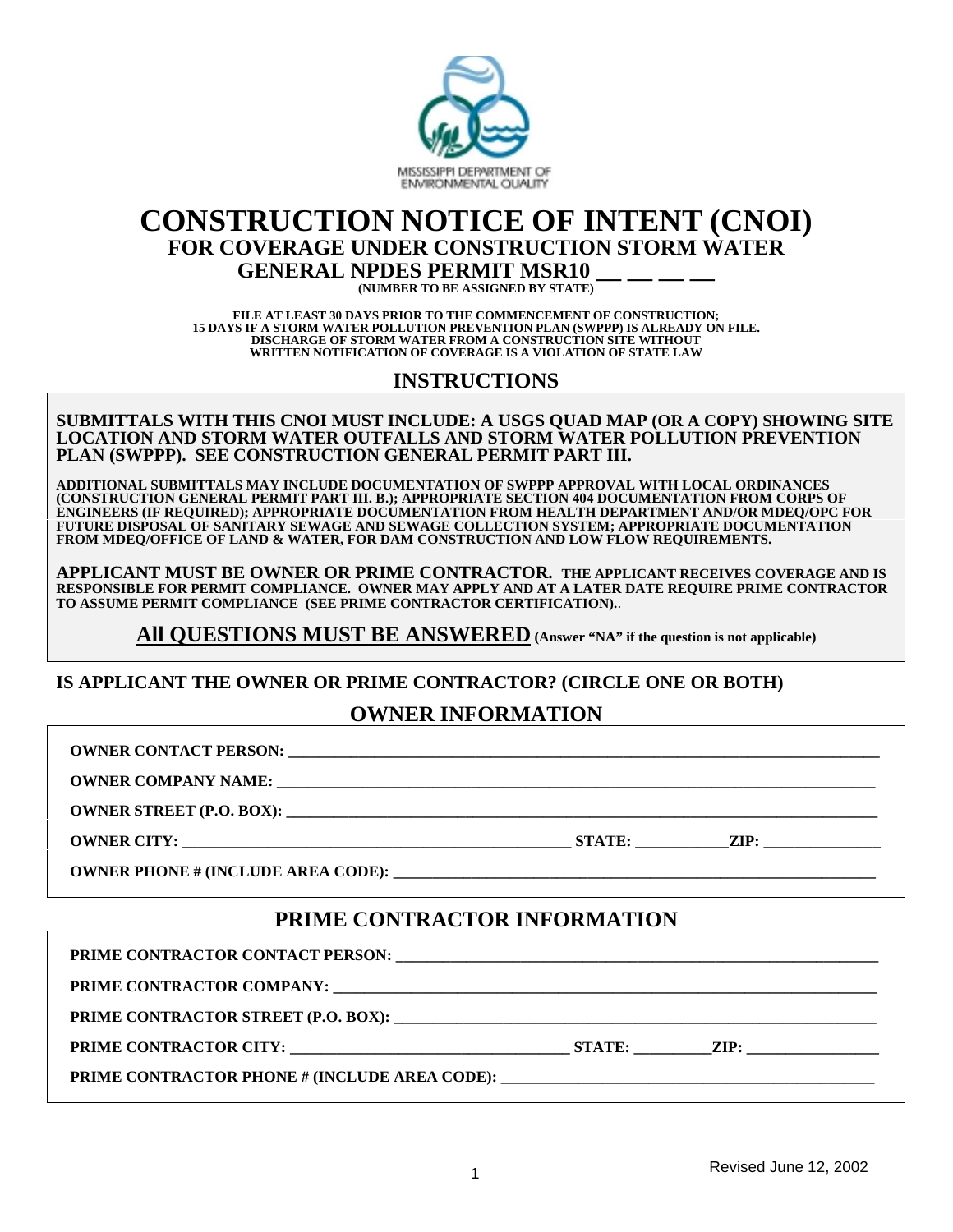MISSISSIPPI DEPARTMENT OF ENVIRONMENTAL QUALITY

# CONSTRUCTION NOTICE OF INTENT (CNOI)

## FOR COVERAGE UNDER CONSTRUCTION STORM WATER GENERAL NPDES PERMIT MSR10 __ __ __ __

**(NUMBER TO BE ASSIGNED BY STATE)**

**FILE AT LEAST 30 DAYS PRIOR TO THE COMMENCEMENT OF CONSTRUCTION; 15 DAYS IF A STORM WATER POLLUTION PREVENTION PLAN (SWPPP) IS ALREADY ON FILE. DISCHARGE OF STORM WATER FROM A CONSTRUCTION SITE WITHOUT WRITTEN NOTIFICATION OF COVERAGE IS A VIOLATION OF STATE LAW**

## INSTRUCTIONS

**SUBMITTALS WITH THIS CNOI MUST INCLUDE: A USGS QUAD MAP (OR A COPY) SHOWING SITE LOCATION AND STORM WATER OUTFALLS AND STORM WATER POLLUTION PREVENTION PLAN (SWPPP). SEE CONSTRUCTION GENERAL PERMIT PART III.**

**ADDITIONAL SUBMITTALS MAY INCLUDE DOCUMENTATION OF SWPPP APPROVAL WITH LOCAL ORDINANCES (CONSTRUCTION GENERAL PERMIT PART III. B.); APPROPRIATE SECTION 404 DOCUMENTATION FROM CORPS OF ENGINEERS (IF REQUIRED); APPROPRIATE DOCUMENTATION FROM HEALTH DEPARTMENT AND/OR MDEQ/OPC FOR FUTURE DISPOSAL OF SANITARY SEWAGE AND SEWAGE COLLECTION SYSTEM; APPROPRIATE DOCUMENTATION FROM MDEQ/OFFICE OF LAND & WATER, FOR DAM CONSTRUCTION AND LOW FLOW REQUIREMENTS.**

**APPLICANT MUST BE OWNER OR PRIME CONTRACTOR. THE APPLICANT RECEIVES COVERAGE AND IS RESPONSIBLE FOR PERMIT COMPLIANCE. OWNER MAY APPLY AND AT A LATER DATE REQUIRE PRIME CONTRACTOR TO ASSUME PERMIT COMPLIANCE (SEE PRIME CONTRACTOR CERTIFICATION)..**

**All QUESTIONS MUST BE ANSWERED (Answer "NA" if the question is not applicable)**

**IS APPLICANT THE OWNER OR PRIME CONTRACTOR? (CIRCLE ONE OR BOTH)**

## OWNER INFORMATION

**OWNER CONTACT PERSON:** ______________________________

**OWNER COMPANY NAME:** ______________________________

**OWNER STREET (P.O. BOX):** ______________________________

**OWNER CITY:** ____________________ **STATE:** __________ **ZIP:** __________

**OWNER PHONE # (INCLUDE AREA CODE):** ______________________________

## PRIME CONTRACTOR INFORMATION

**PRIME CONTRACTOR CONTACT PERSON:** ______________________________

**PRIME CONTRACTOR COMPANY:** ______________________________

**PRIME CONTRACTOR STREET (P.O. BOX):** ______________________________

**PRIME CONTRACTOR CITY:** ____________________ **STATE:** __________ **ZIP:** __________

**PRIME CONTRACTOR PHONE # (INCLUDE AREA CODE):** ______________________________

Revised June 12, 2002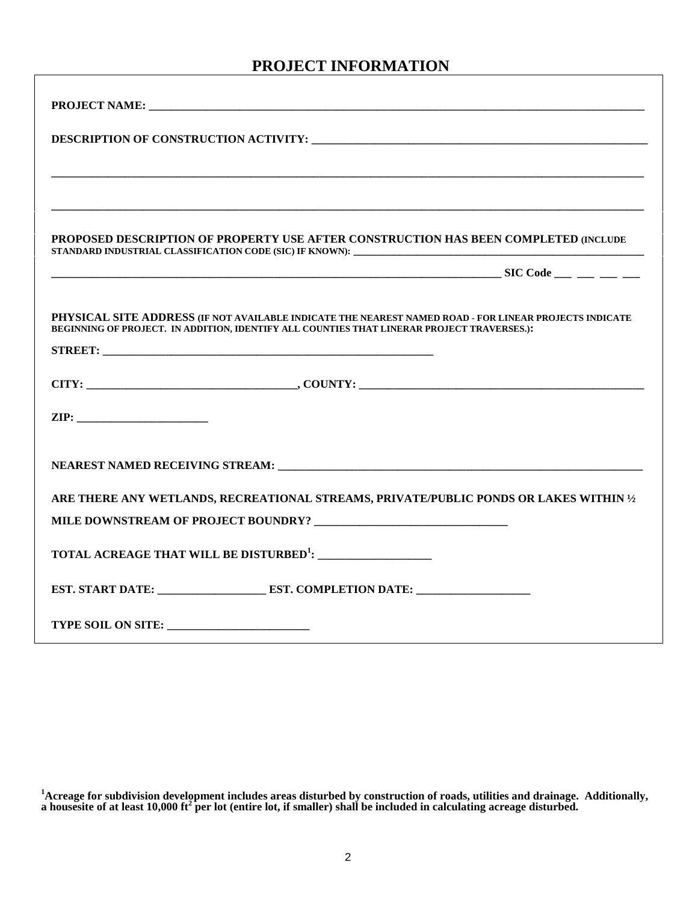# PROJECT INFORMATION

**PROJECT NAME:** ______________________________________________________________________________

**DESCRIPTION OF CONSTRUCTION ACTIVITY:** ______________________________________________________

______________________________________________________________________________________________

______________________________________________________________________________________________

**PROPOSED DESCRIPTION OF PROPERTY USE AFTER CONSTRUCTION HAS BEEN COMPLETED (INCLUDE STANDARD INDUSTRIAL CLASSIFICATION CODE (SIC) IF KNOWN):** ______________________________________________

______________________________________________________________________ **SIC Code** ___ ___ ___ ___

**PHYSICAL SITE ADDRESS (IF NOT AVAILABLE INDICATE THE NEAREST NAMED ROAD - FOR LINEAR PROJECTS INDICATE BEGINNING OF PROJECT. IN ADDITION, IDENTIFY ALL COUNTIES THAT LINERAR PROJECT TRAVERSES.):**

**STREET:** _______________________________________________________

**CITY:** __________________________________, **COUNTY:** ____________________________________________

**ZIP:** _____________________

**NEAREST NAMED RECEIVING STREAM:** _______________________________________________________

**ARE THERE ANY WETLANDS, RECREATIONAL STREAMS, PRIVATE/PUBLIC PONDS OR LAKES WITHIN ½ MILE DOWNSTREAM OF PROJECT BOUNDRY?** ________________________________

**TOTAL ACREAGE THAT WILL BE DISTURBED[1]:** ___________________

**EST. START DATE:** __________________ **EST. COMPLETION DATE:** ___________________

**TYPE SOIL ON SITE:** _______________________

**[1]Acreage for subdivision development includes areas disturbed by construction of roads, utilities and drainage. Additionally, a housesite of at least 10,000 $ft^2$ per lot (entire lot, if smaller) shall be included in calculating acreage disturbed.**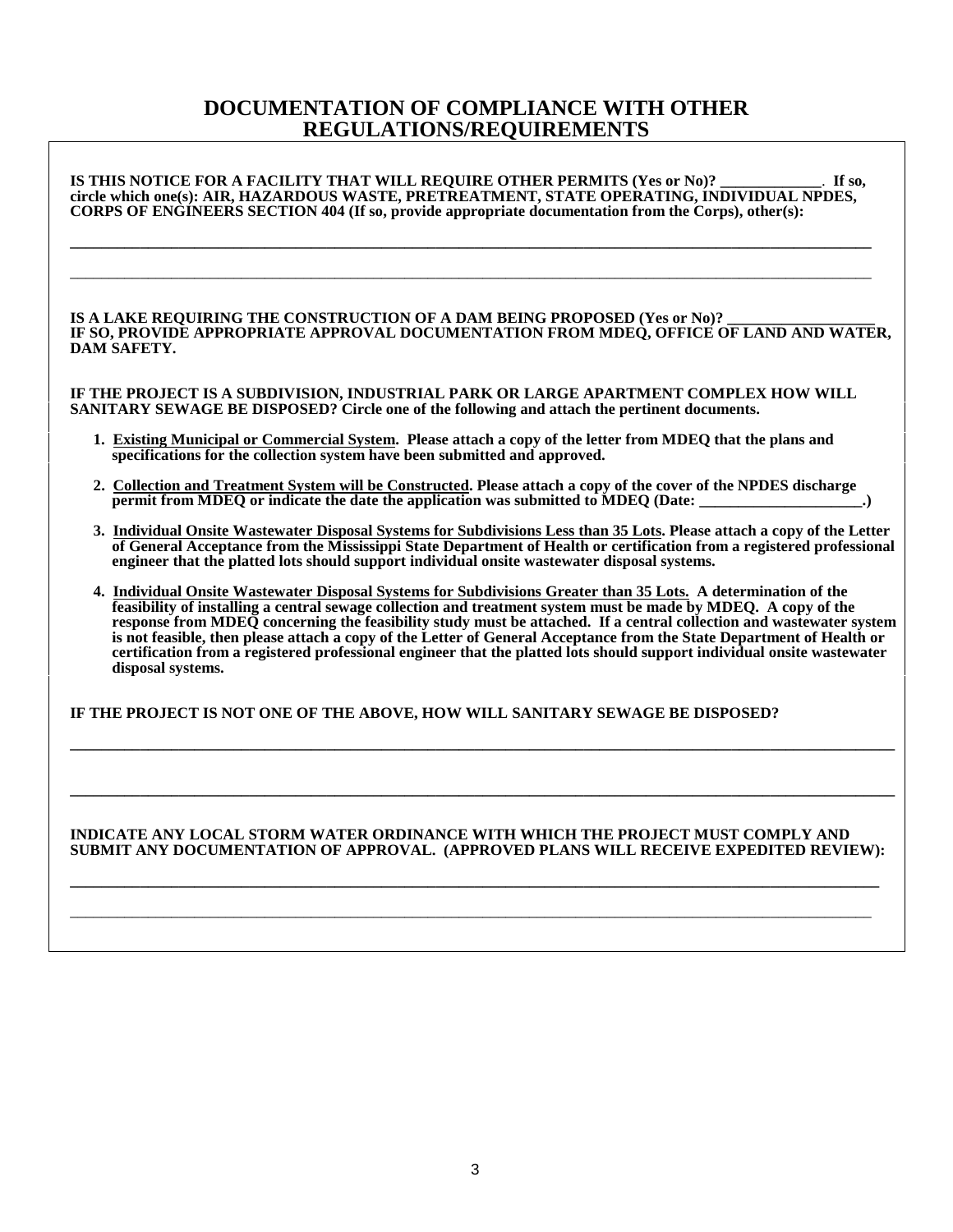# DOCUMENTATION OF COMPLIANCE WITH OTHER REGULATIONS/REQUIREMENTS

**IS THIS NOTICE FOR A FACILITY THAT WILL REQUIRE OTHER PERMITS (Yes or No)? _____________. If so, circle which one(s): AIR, HAZARDOUS WASTE, PRETREATMENT, STATE OPERATING, INDIVIDUAL NPDES, CORPS OF ENGINEERS SECTION 404 (If so, provide appropriate documentation from the Corps), other(s):**

_______________________________________________________________________________________________

_______________________________________________________________________________________________

**IS A LAKE REQUIRING THE CONSTRUCTION OF A DAM BEING PROPOSED (Yes or No)? ___________________ IF SO, PROVIDE APPROPRIATE APPROVAL DOCUMENTATION FROM MDEQ, OFFICE OF LAND AND WATER, DAM SAFETY.**

**IF THE PROJECT IS A SUBDIVISION, INDUSTRIAL PARK OR LARGE APARTMENT COMPLEX HOW WILL SANITARY SEWAGE BE DISPOSED? Circle one of the following and attach the pertinent documents.**

1. **<u>Existing Municipal or Commercial System</u>. Please attach a copy of the letter from MDEQ that the plans and specifications for the collection system have been submitted and approved.**

2. **<u>Collection and Treatment System will be Constructed</u>. Please attach a copy of the cover of the NPDES discharge permit from MDEQ or indicate the date the application was submitted to MDEQ (Date: ____________________.)**

3. **<u>Individual Onsite Wastewater Disposal Systems for Subdivisions Less than 35 Lots</u>. Please attach a copy of the Letter of General Acceptance from the Mississippi State Department of Health or certification from a registered professional engineer that the platted lots should support individual onsite wastewater disposal systems.**

4. **<u>Individual Onsite Wastewater Disposal Systems for Subdivisions Greater than 35 Lots.</u> A determination of the feasibility of installing a central sewage collection and treatment system must be made by MDEQ. A copy of the response from MDEQ concerning the feasibility study must be attached. If a central collection and wastewater system is not feasible, then please attach a copy of the Letter of General Acceptance from the State Department of Health or certification from a registered professional engineer that the platted lots should support individual onsite wastewater disposal systems.**

**IF THE PROJECT IS NOT ONE OF THE ABOVE, HOW WILL SANITARY SEWAGE BE DISPOSED?**

_______________________________________________________________________________________________

_______________________________________________________________________________________________

**INDICATE ANY LOCAL STORM WATER ORDINANCE WITH WHICH THE PROJECT MUST COMPLY AND SUBMIT ANY DOCUMENTATION OF APPROVAL. (APPROVED PLANS WILL RECEIVE EXPEDITED REVIEW):**

_______________________________________________________________________________________________

_______________________________________________________________________________________________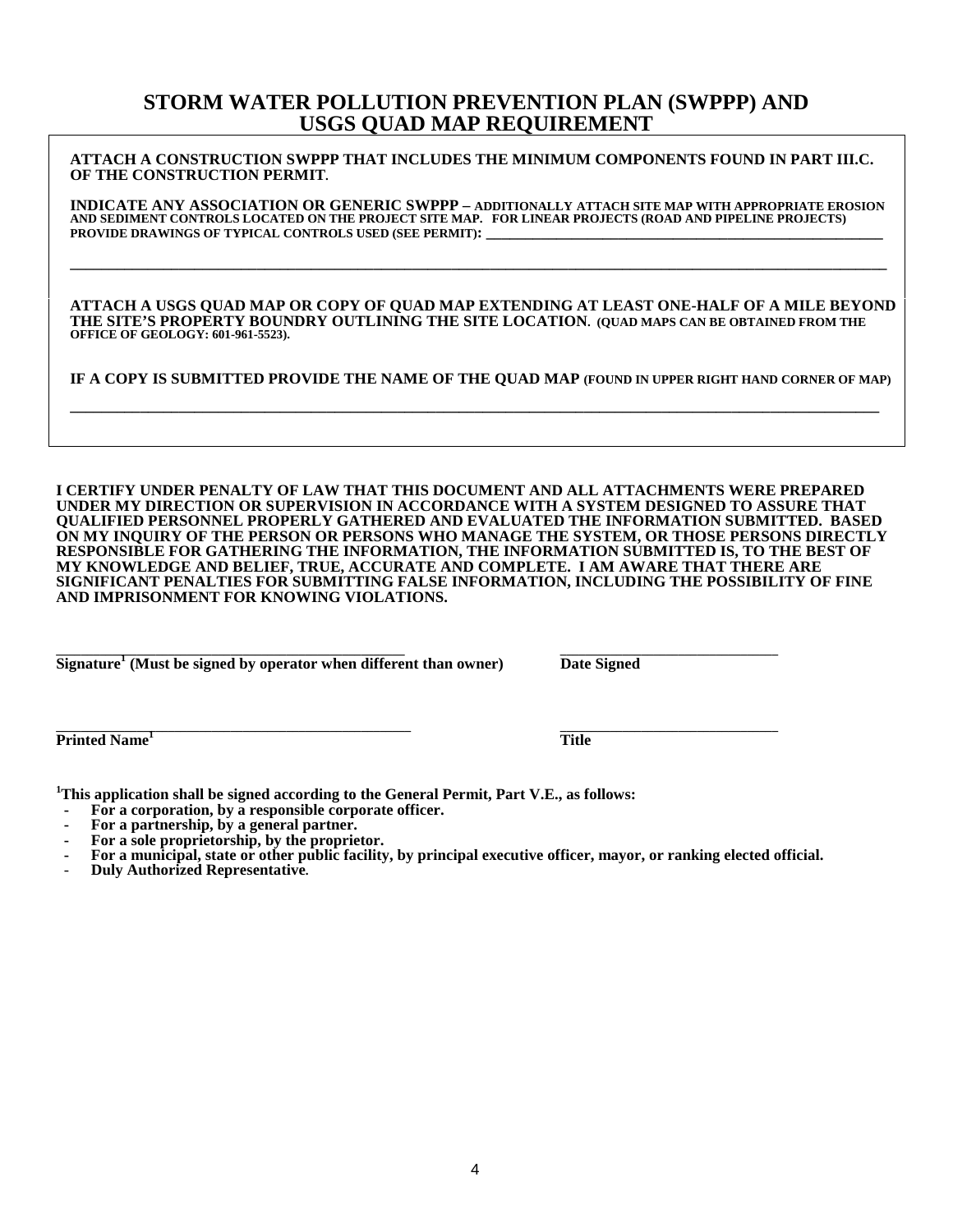# STORM WATER POLLUTION PREVENTION PLAN (SWPPP) AND USGS QUAD MAP REQUIREMENT

**ATTACH A CONSTRUCTION SWPPP THAT INCLUDES THE MINIMUM COMPONENTS FOUND IN PART III.C. OF THE CONSTRUCTION PERMIT.**

**INDICATE ANY ASSOCIATION OR GENERIC SWPPP – ADDITIONALLY ATTACH SITE MAP WITH APPROPRIATE EROSION AND SEDIMENT CONTROLS LOCATED ON THE PROJECT SITE MAP. FOR LINEAR PROJECTS (ROAD AND PIPELINE PROJECTS) PROVIDE DRAWINGS OF TYPICAL CONTROLS USED (SEE PERMIT): \_\_\_\_\_\_\_\_\_\_\_\_\_\_\_\_\_\_\_\_\_\_\_\_\_\_\_\_\_\_\_\_\_\_\_\_\_\_\_\_\_\_\_\_\_\_**

\_\_\_\_\_\_\_\_\_\_\_\_\_\_\_\_\_\_\_\_\_\_\_\_\_\_\_\_\_\_\_\_\_\_\_\_\_\_\_\_\_\_\_\_\_\_\_\_\_\_\_\_\_\_\_\_\_\_\_\_\_\_\_\_\_\_\_\_\_\_\_\_\_\_\_\_\_\_\_\_\_\_\_\_

**ATTACH A USGS QUAD MAP OR COPY OF QUAD MAP EXTENDING AT LEAST ONE-HALF OF A MILE BEYOND THE SITE'S PROPERTY BOUNDRY OUTLINING THE SITE LOCATION. (QUAD MAPS CAN BE OBTAINED FROM THE OFFICE OF GEOLOGY: 601-961-5523).**

**IF A COPY IS SUBMITTED PROVIDE THE NAME OF THE QUAD MAP (FOUND IN UPPER RIGHT HAND CORNER OF MAP)**

\_\_\_\_\_\_\_\_\_\_\_\_\_\_\_\_\_\_\_\_\_\_\_\_\_\_\_\_\_\_\_\_\_\_\_\_\_\_\_\_\_\_\_\_\_\_\_\_\_\_\_\_\_\_\_\_\_\_\_\_\_\_\_\_\_\_\_\_\_\_\_\_\_\_\_\_\_\_\_\_\_\_\_\_

**I CERTIFY UNDER PENALTY OF LAW THAT THIS DOCUMENT AND ALL ATTACHMENTS WERE PREPARED UNDER MY DIRECTION OR SUPERVISION IN ACCORDANCE WITH A SYSTEM DESIGNED TO ASSURE THAT QUALIFIED PERSONNEL PROPERLY GATHERED AND EVALUATED THE INFORMATION SUBMITTED. BASED ON MY INQUIRY OF THE PERSON OR PERSONS WHO MANAGE THE SYSTEM, OR THOSE PERSONS DIRECTLY RESPONSIBLE FOR GATHERING THE INFORMATION, THE INFORMATION SUBMITTED IS, TO THE BEST OF MY KNOWLEDGE AND BELIEF, TRUE, ACCURATE AND COMPLETE. I AM AWARE THAT THERE ARE SIGNIFICANT PENALTIES FOR SUBMITTING FALSE INFORMATION, INCLUDING THE POSSIBILITY OF FINE AND IMPRISONMENT FOR KNOWING VIOLATIONS.**

\_\_\_\_\_\_\_\_\_\_\_\_\_\_\_\_\_\_\_\_\_\_\_\_\_\_\_\_\_\_\_\_\_\_\_\_\_\_\_\_ \_\_\_\_\_\_\_\_\_\_\_\_\_\_\_\_\_\_\_\_\_\_\_\_\_\_
**Signature[1] (Must be signed by operator when different than owner)** **Date Signed**

\_\_\_\_\_\_\_\_\_\_\_\_\_\_\_\_\_\_\_\_\_\_\_\_\_\_\_\_\_\_\_\_\_\_\_\_\_\_\_\_ \_\_\_\_\_\_\_\_\_\_\_\_\_\_\_\_\_\_\_\_\_\_\_\_\_\_
**Printed Name[1]** **Title**

**[1]This application shall be signed according to the General Permit, Part V.E., as follows:**

- **For a corporation, by a responsible corporate officer.**
- **For a partnership, by a general partner.**
- **For a sole proprietorship, by the proprietor.**
- **For a municipal, state or other public facility, by principal executive officer, mayor, or ranking elected official.**
- **Duly Authorized Representative.**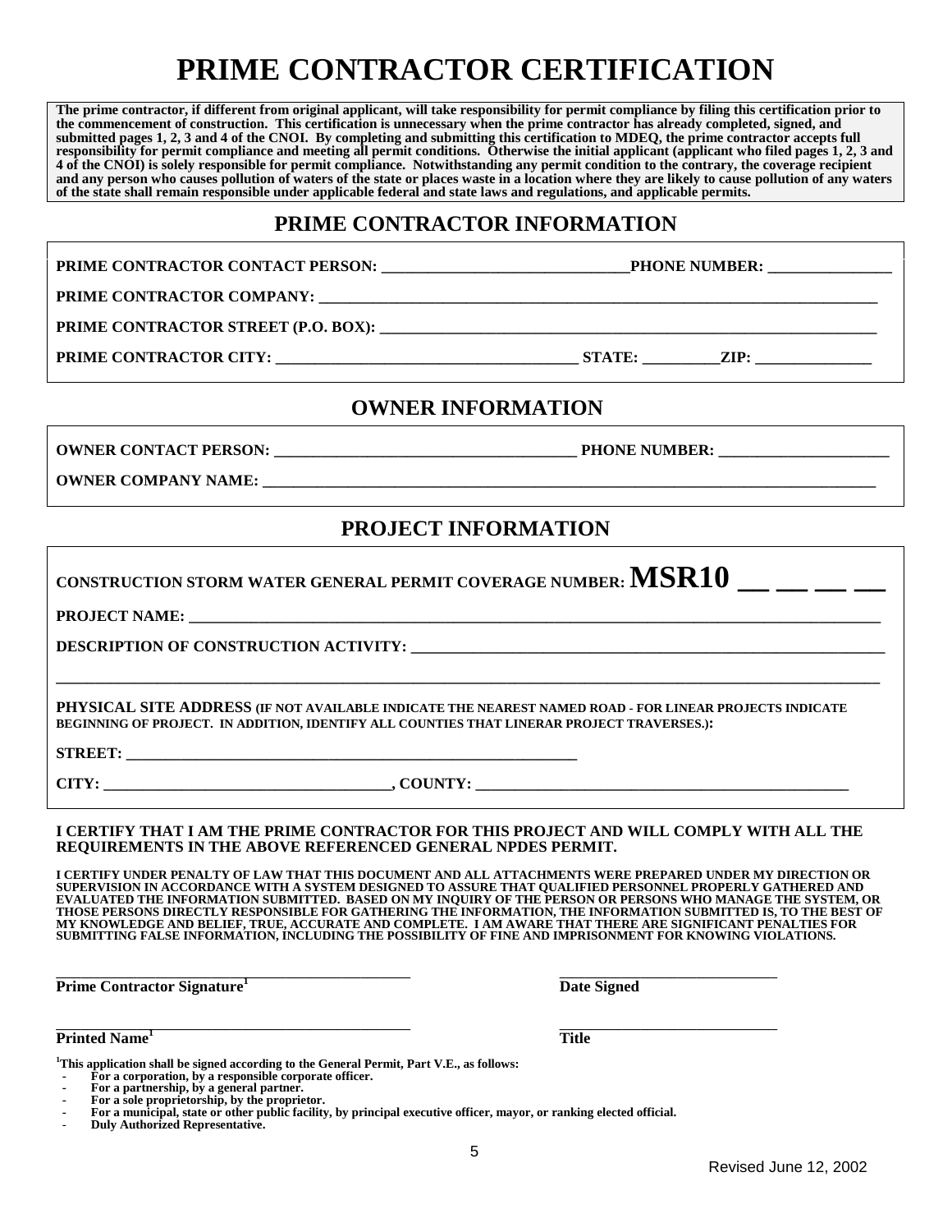# PRIME CONTRACTOR CERTIFICATION

**The prime contractor, if different from original applicant, will take responsibility for permit compliance by filing this certification prior to the commencement of construction. This certification is unnecessary when the prime contractor has already completed, signed, and submitted pages 1, 2, 3 and 4 of the CNOI. By completing and submitting this certification to MDEQ, the prime contractor accepts full responsibility for permit compliance and meeting all permit conditions. Otherwise the initial applicant (applicant who filed pages 1, 2, 3 and 4 of the CNOI) is solely responsible for permit compliance. Notwithstanding any permit condition to the contrary, the coverage recipient and any person who causes pollution of waters of the state or places waste in a location where they are likely to cause pollution of any waters of the state shall remain responsible under applicable federal and state laws and regulations, and applicable permits.**

## PRIME CONTRACTOR INFORMATION

**PRIME CONTRACTOR CONTACT PERSON:** _______________________________ **PHONE NUMBER:** ________________

**PRIME CONTRACTOR COMPANY:** ___________________________________________________________________________

**PRIME CONTRACTOR STREET (P.O. BOX):** _________________________________________________________________

**PRIME CONTRACTOR CITY:** ______________________________________ **STATE:** __________ **ZIP:** _______________

## OWNER INFORMATION

**OWNER CONTACT PERSON:** ______________________________________ **PHONE NUMBER:** ______________________

**OWNER COMPANY NAME:** __________________________________________________________________________________

## PROJECT INFORMATION

**CONSTRUCTION STORM WATER GENERAL PERMIT COVERAGE NUMBER: MSR10 __ __ __ __**

**PROJECT NAME:** _____________________________________________________________________________________________

**DESCRIPTION OF CONSTRUCTION ACTIVITY:** _____________________________________________________________

_____________________________________________________________________________________________________________

**PHYSICAL SITE ADDRESS (IF NOT AVAILABLE INDICATE THE NEAREST NAMED ROAD - FOR LINEAR PROJECTS INDICATE BEGINNING OF PROJECT. IN ADDITION, IDENTIFY ALL COUNTIES THAT LINERAR PROJECT TRAVERSES.):**

**STREET:** ______________________________________________________________

**CITY:** _____________________________________, **COUNTY:** ___________________________________________________

**I CERTIFY THAT I AM THE PRIME CONTRACTOR FOR THIS PROJECT AND WILL COMPLY WITH ALL THE REQUIREMENTS IN THE ABOVE REFERENCED GENERAL NPDES PERMIT.**

**I CERTIFY UNDER PENALTY OF LAW THAT THIS DOCUMENT AND ALL ATTACHMENTS WERE PREPARED UNDER MY DIRECTION OR SUPERVISION IN ACCORDANCE WITH A SYSTEM DESIGNED TO ASSURE THAT QUALIFIED PERSONNEL PROPERLY GATHERED AND EVALUATED THE INFORMATION SUBMITTED. BASED ON MY INQUIRY OF THE PERSON OR PERSONS WHO MANAGE THE SYSTEM, OR THOSE PERSONS DIRECTLY RESPONSIBLE FOR GATHERING THE INFORMATION, THE INFORMATION SUBMITTED IS, TO THE BEST OF MY KNOWLEDGE AND BELIEF, TRUE, ACCURATE AND COMPLETE. I AM AWARE THAT THERE ARE SIGNIFICANT PENALTIES FOR SUBMITTING FALSE INFORMATION, INCLUDING THE POSSIBILITY OF FINE AND IMPRISONMENT FOR KNOWING VIOLATIONS.**

_____________________________________________ ______________________________
**Prime Contractor Signature[1]** **Date Signed**

_____________________________________________ ______________________________
**Printed Name[1]** **Title**

**[1]This application shall be signed according to the General Permit, Part V.E., as follows:**

- **For a corporation, by a responsible corporate officer.**
- **For a partnership, by a general partner.**
- **For a sole proprietorship, by the proprietor.**
- **For a municipal, state or other public facility, by principal executive officer, mayor, or ranking elected official.**
- **Duly Authorized Representative.**

Revised June 12, 2002